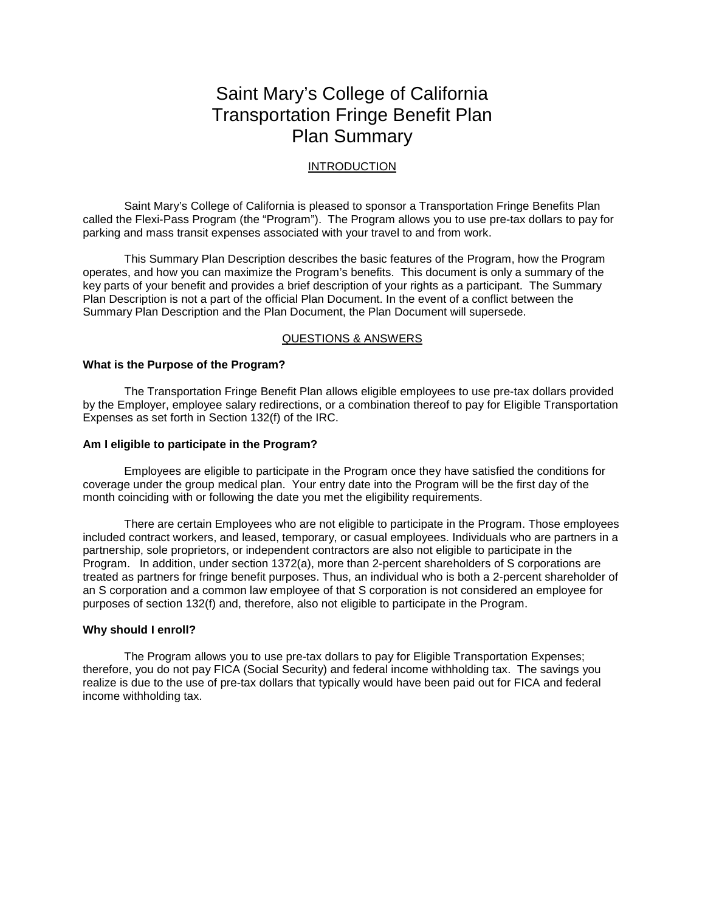# Saint Mary's College of California
# Transportation Fringe Benefit Plan
# Plan Summary

## INTRODUCTION

Saint Mary's College of California is pleased to sponsor a Transportation Fringe Benefits Plan called the Flexi-Pass Program (the "Program"). The Program allows you to use pre-tax dollars to pay for parking and mass transit expenses associated with your travel to and from work.

This Summary Plan Description describes the basic features of the Program, how the Program operates, and how you can maximize the Program's benefits. This document is only a summary of the key parts of your benefit and provides a brief description of your rights as a participant. The Summary Plan Description is not a part of the official Plan Document. In the event of a conflict between the Summary Plan Description and the Plan Document, the Plan Document will supersede.

## QUESTIONS & ANSWERS

**What is the Purpose of the Program?**

The Transportation Fringe Benefit Plan allows eligible employees to use pre-tax dollars provided by the Employer, employee salary redirections, or a combination thereof to pay for Eligible Transportation Expenses as set forth in Section 132(f) of the IRC.

**Am I eligible to participate in the Program?**

Employees are eligible to participate in the Program once they have satisfied the conditions for coverage under the group medical plan. Your entry date into the Program will be the first day of the month coinciding with or following the date you met the eligibility requirements.

There are certain Employees who are not eligible to participate in the Program. Those employees included contract workers, and leased, temporary, or casual employees. Individuals who are partners in a partnership, sole proprietors, or independent contractors are also not eligible to participate in the Program. In addition, under section 1372(a), more than 2-percent shareholders of S corporations are treated as partners for fringe benefit purposes. Thus, an individual who is both a 2-percent shareholder of an S corporation and a common law employee of that S corporation is not considered an employee for purposes of section 132(f) and, therefore, also not eligible to participate in the Program.

**Why should I enroll?**

The Program allows you to use pre-tax dollars to pay for Eligible Transportation Expenses; therefore, you do not pay FICA (Social Security) and federal income withholding tax. The savings you realize is due to the use of pre-tax dollars that typically would have been paid out for FICA and federal income withholding tax.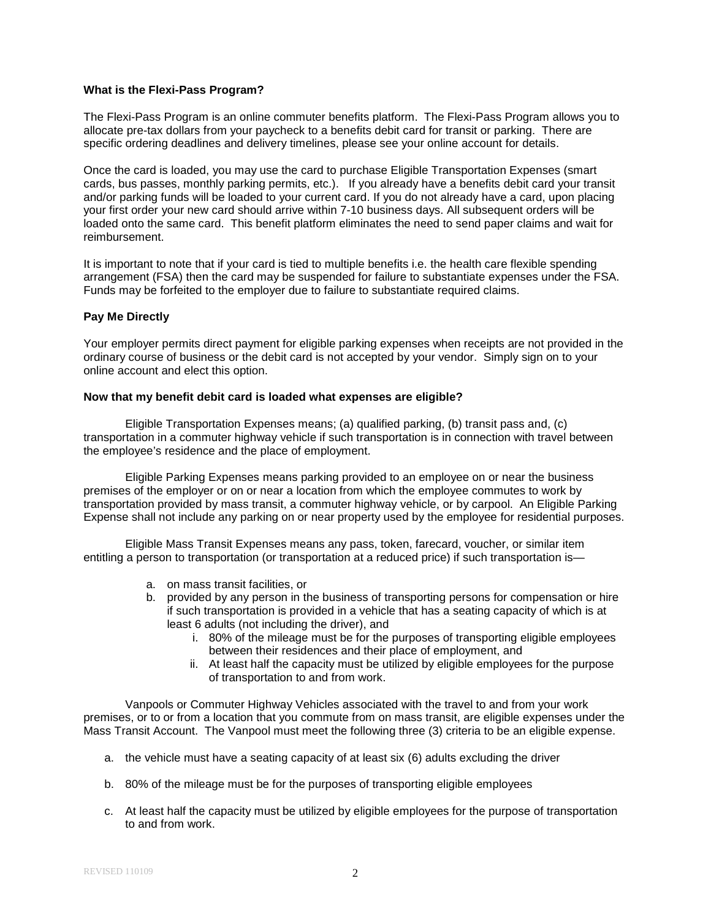**What is the Flexi-Pass Program?**

The Flexi-Pass Program is an online commuter benefits platform. The Flexi-Pass Program allows you to allocate pre-tax dollars from your paycheck to a benefits debit card for transit or parking. There are specific ordering deadlines and delivery timelines, please see your online account for details.

Once the card is loaded, you may use the card to purchase Eligible Transportation Expenses (smart cards, bus passes, monthly parking permits, etc.). If you already have a benefits debit card your transit and/or parking funds will be loaded to your current card. If you do not already have a card, upon placing your first order your new card should arrive within 7-10 business days. All subsequent orders will be loaded onto the same card. This benefit platform eliminates the need to send paper claims and wait for reimbursement.

It is important to note that if your card is tied to multiple benefits i.e. the health care flexible spending arrangement (FSA) then the card may be suspended for failure to substantiate expenses under the FSA. Funds may be forfeited to the employer due to failure to substantiate required claims.

**Pay Me Directly**

Your employer permits direct payment for eligible parking expenses when receipts are not provided in the ordinary course of business or the debit card is not accepted by your vendor. Simply sign on to your online account and elect this option.

**Now that my benefit debit card is loaded what expenses are eligible?**

Eligible Transportation Expenses means; (a) qualified parking, (b) transit pass and, (c) transportation in a commuter highway vehicle if such transportation is in connection with travel between the employee's residence and the place of employment.

Eligible Parking Expenses means parking provided to an employee on or near the business premises of the employer or on or near a location from which the employee commutes to work by transportation provided by mass transit, a commuter highway vehicle, or by carpool. An Eligible Parking Expense shall not include any parking on or near property used by the employee for residential purposes.

Eligible Mass Transit Expenses means any pass, token, farecard, voucher, or similar item entitling a person to transportation (or transportation at a reduced price) if such transportation is—

a. on mass transit facilities, or
b. provided by any person in the business of transporting persons for compensation or hire if such transportation is provided in a vehicle that has a seating capacity of which is at least 6 adults (not including the driver), and
    i. 80% of the mileage must be for the purposes of transporting eligible employees between their residences and their place of employment, and
    ii. At least half the capacity must be utilized by eligible employees for the purpose of transportation to and from work.

Vanpools or Commuter Highway Vehicles associated with the travel to and from your work premises, or to or from a location that you commute from on mass transit, are eligible expenses under the Mass Transit Account. The Vanpool must meet the following three (3) criteria to be an eligible expense.

a. the vehicle must have a seating capacity of at least six (6) adults excluding the driver

b. 80% of the mileage must be for the purposes of transporting eligible employees

c. At least half the capacity must be utilized by eligible employees for the purpose of transportation to and from work.

REVISED 110109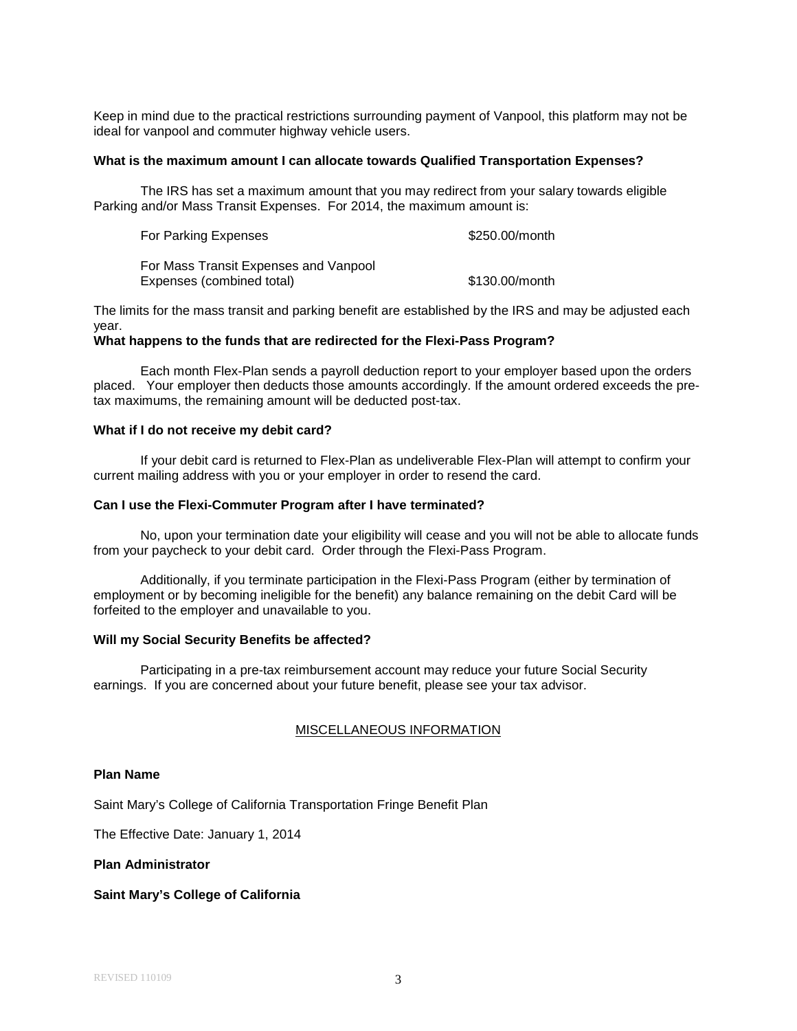Keep in mind due to the practical restrictions surrounding payment of Vanpool, this platform may not be ideal for vanpool and commuter highway vehicle users.

**What is the maximum amount I can allocate towards Qualified Transportation Expenses?**

The IRS has set a maximum amount that you may redirect from your salary towards eligible Parking and/or Mass Transit Expenses. For 2014, the maximum amount is:

| | |
|---|---|
| For Parking Expenses | \$250.00/month |
| For Mass Transit Expenses and Vanpool Expenses (combined total) | \$130.00/month |

The limits for the mass transit and parking benefit are established by the IRS and may be adjusted each year.

**What happens to the funds that are redirected for the Flexi-Pass Program?**

Each month Flex-Plan sends a payroll deduction report to your employer based upon the orders placed. Your employer then deducts those amounts accordingly. If the amount ordered exceeds the pre-tax maximums, the remaining amount will be deducted post-tax.

**What if I do not receive my debit card?**

If your debit card is returned to Flex-Plan as undeliverable Flex-Plan will attempt to confirm your current mailing address with you or your employer in order to resend the card.

**Can I use the Flexi-Commuter Program after I have terminated?**

No, upon your termination date your eligibility will cease and you will not be able to allocate funds from your paycheck to your debit card. Order through the Flexi-Pass Program.

Additionally, if you terminate participation in the Flexi-Pass Program (either by termination of employment or by becoming ineligible for the benefit) any balance remaining on the debit Card will be forfeited to the employer and unavailable to you.

**Will my Social Security Benefits be affected?**

Participating in a pre-tax reimbursement account may reduce your future Social Security earnings. If you are concerned about your future benefit, please see your tax advisor.

## MISCELLANEOUS INFORMATION

**Plan Name**

Saint Mary's College of California Transportation Fringe Benefit Plan

The Effective Date: January 1, 2014

**Plan Administrator**

**Saint Mary's College of California**